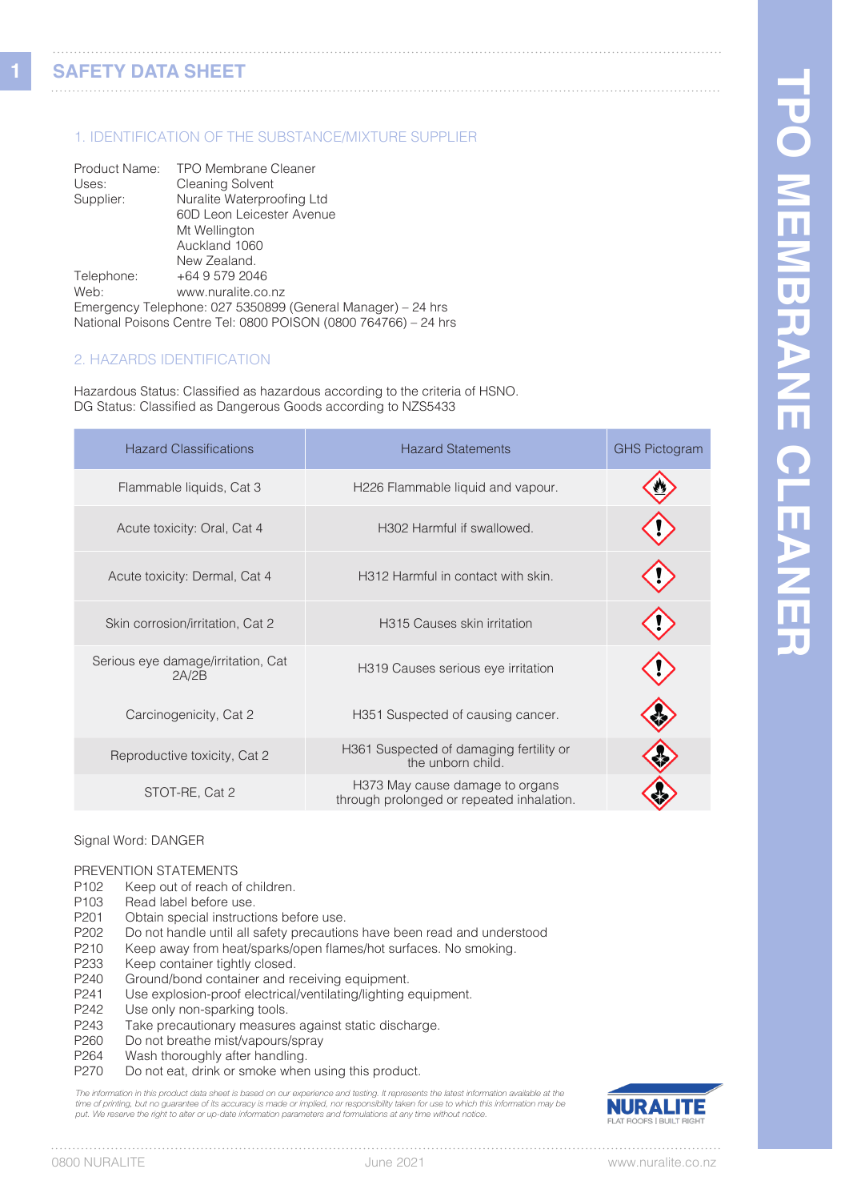# SAFETY DATA SHEET

## 1. IDENTIFICATION OF THE SUBSTANCE/MIXTURE SUPPLIER

Product Name: TPO Membrane Cleaner
Uses: Cleaning Solvent
Supplier: Nuralite Waterproofing Ltd
60D Leon Leicester Avenue
Mt Wellington
Auckland 1060
New Zealand.
Telephone: +64 9 579 2046
Web: www.nuralite.co.nz
Emergency Telephone: 027 5350899 (General Manager) – 24 hrs
National Poisons Centre Tel: 0800 POISON (0800 764766) – 24 hrs

## 2. HAZARDS IDENTIFICATION

Hazardous Status: Classified as hazardous according to the criteria of HSNO.
DG Status: Classified as Dangerous Goods according to NZS5433

| Hazard Classifications | Hazard Statements | GHS Pictogram |
|---|---|---|
| Flammable liquids, Cat 3 | H226 Flammable liquid and vapour. | |
| Acute toxicity: Oral, Cat 4 | H302 Harmful if swallowed. | |
| Acute toxicity: Dermal, Cat 4 | H312 Harmful in contact with skin. | |
| Skin corrosion/irritation, Cat 2 | H315 Causes skin irritation | |
| Serious eye damage/irritation, Cat 2A/2B | H319 Causes serious eye irritation | |
| Carcinogenicity, Cat 2 | H351 Suspected of causing cancer. | |
| Reproductive toxicity, Cat 2 | H361 Suspected of damaging fertility or the unborn child. | |
| STOT-RE, Cat 2 | H373 May cause damage to organs through prolonged or repeated inhalation. | |

Signal Word: DANGER

PREVENTION STATEMENTS

P102 Keep out of reach of children.
P103 Read label before use.
P201 Obtain special instructions before use.
P202 Do not handle until all safety precautions have been read and understood
P210 Keep away from heat/sparks/open flames/hot surfaces. No smoking.
P233 Keep container tightly closed.
P240 Ground/bond container and receiving equipment.
P241 Use explosion-proof electrical/ventilating/lighting equipment.
P242 Use only non-sparking tools.
P243 Take precautionary measures against static discharge.
P260 Do not breathe mist/vapours/spray
P264 Wash thoroughly after handling.
P270 Do not eat, drink or smoke when using this product.

*The information in this product data sheet is based on our experience and testing. It represents the latest information available at the time of printing, but no guarantee of its accuracy is made or implied, nor responsibility taken for use to which this information may be put. We reserve the right to alter or up-date information parameters and formulations at any time without notice.*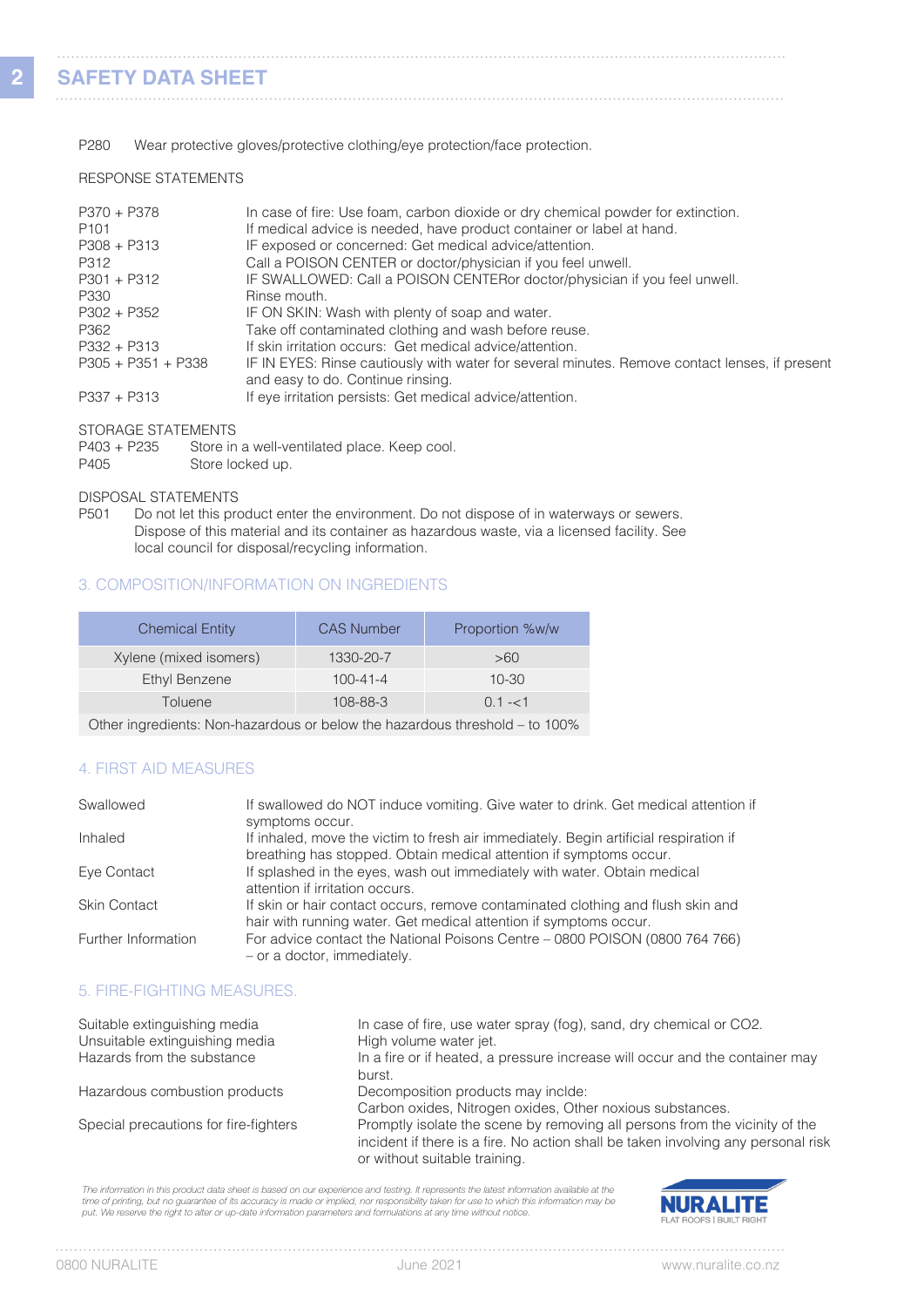P280 Wear protective gloves/protective clothing/eye protection/face protection.

RESPONSE STATEMENTS

| | |
|---|---|
| P370 + P378 | In case of fire: Use foam, carbon dioxide or dry chemical powder for extinction. |
| P101 | If medical advice is needed, have product container or label at hand. |
| P308 + P313 | IF exposed or concerned: Get medical advice/attention. |
| P312 | Call a POISON CENTER or doctor/physician if you feel unwell. |
| P301 + P312 | IF SWALLOWED: Call a POISON CENTERor doctor/physician if you feel unwell. |
| P330 | Rinse mouth. |
| P302 + P352 | IF ON SKIN: Wash with plenty of soap and water. |
| P362 | Take off contaminated clothing and wash before reuse. |
| P332 + P313 | If skin irritation occurs: Get medical advice/attention. |
| P305 + P351 + P338 | IF IN EYES: Rinse cautiously with water for several minutes. Remove contact lenses, if present and easy to do. Continue rinsing. |
| P337 + P313 | If eye irritation persists: Get medical advice/attention. |

STORAGE STATEMENTS

| | |
|---|---|
| P403 + P235 | Store in a well-ventilated place. Keep cool. |
| P405 | Store locked up. |

DISPOSAL STATEMENTS

P501 Do not let this product enter the environment. Do not dispose of in waterways or sewers. Dispose of this material and its container as hazardous waste, via a licensed facility. See local council for disposal/recycling information.

## 3. COMPOSITION/INFORMATION ON INGREDIENTS

| Chemical Entity | CAS Number | Proportion %w/w |
|---|---|---|
| Xylene (mixed isomers) | 1330-20-7 | >60 |
| Ethyl Benzene | 100-41-4 | 10-30 |
| Toluene | 108-88-3 | 0.1 -<1 |
| Other ingredients: Non-hazardous or below the hazardous threshold – to 100% | | |

## 4. FIRST AID MEASURES

| | |
|---|---|
| Swallowed | If swallowed do NOT induce vomiting. Give water to drink. Get medical attention if symptoms occur. |
| Inhaled | If inhaled, move the victim to fresh air immediately. Begin artificial respiration if breathing has stopped. Obtain medical attention if symptoms occur. |
| Eye Contact | If splashed in the eyes, wash out immediately with water. Obtain medical attention if irritation occurs. |
| Skin Contact | If skin or hair contact occurs, remove contaminated clothing and flush skin and hair with running water. Get medical attention if symptoms occur. |
| Further Information | For advice contact the National Poisons Centre – 0800 POISON (0800 764 766) – or a doctor, immediately. |

## 5. FIRE-FIGHTING MEASURES.

| | |
|---|---|
| Suitable extinguishing media | In case of fire, use water spray (fog), sand, dry chemical or CO2. |
| Unsuitable extinguishing media | High volume water jet. |
| Hazards from the substance | In a fire or if heated, a pressure increase will occur and the container may burst. |
| Hazardous combustion products | Decomposition products may inclde: Carbon oxides, Nitrogen oxides, Other noxious substances. |
| Special precautions for fire-fighters | Promptly isolate the scene by removing all persons from the vicinity of the incident if there is a fire. No action shall be taken involving any personal risk or without suitable training. |

*The information in this product data sheet is based on our experience and testing. It represents the latest information available at the time of printing, but no guarantee of its accuracy is made or implied, nor responsibility taken for use to which this information may be put. We reserve the right to alter or up-date information parameters and formulations at any time without notice.*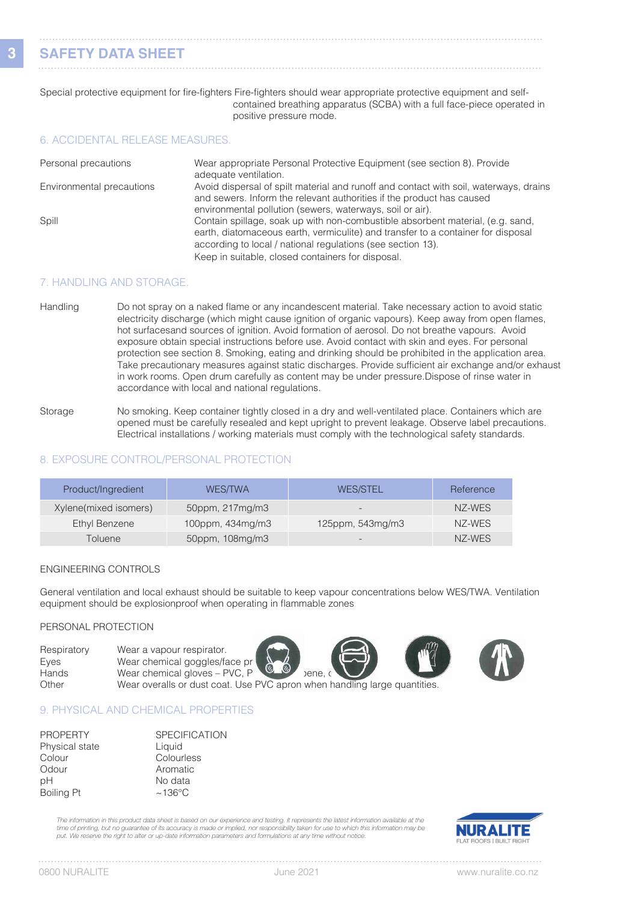## SAFETY DATA SHEET

Special protective equipment for fire-fighters Fire-fighters should wear appropriate protective equipment and self-contained breathing apparatus (SCBA) with a full face-piece operated in positive pressure mode.

### 6. ACCIDENTAL RELEASE MEASURES.

Personal precautions — Wear appropriate Personal Protective Equipment (see section 8). Provide adequate ventilation.

Environmental precautions — Avoid dispersal of spilt material and runoff and contact with soil, waterways, drains and sewers. Inform the relevant authorities if the product has caused environmental pollution (sewers, waterways, soil or air).

Spill — Contain spillage, soak up with non-combustible absorbent material, (e.g. sand, earth, diatomaceous earth, vermiculite) and transfer to a container for disposal according to local / national regulations (see section 13).
Keep in suitable, closed containers for disposal.

### 7. HANDLING AND STORAGE.

Handling — Do not spray on a naked flame or any incandescent material. Take necessary action to avoid static electricity discharge (which might cause ignition of organic vapours). Keep away from open flames, hot surfacesand sources of ignition. Avoid formation of aerosol. Do not breathe vapours. Avoid exposure obtain special instructions before use. Avoid contact with skin and eyes. For personal protection see section 8. Smoking, eating and drinking should be prohibited in the application area. Take precautionary measures against static discharges. Provide sufficient air exchange and/or exhaust in work rooms. Open drum carefully as content may be under pressure.Dispose of rinse water in accordance with local and national regulations.

Storage — No smoking. Keep container tightly closed in a dry and well-ventilated place. Containers which are opened must be carefully resealed and kept upright to prevent leakage. Observe label precautions. Electrical installations / working materials must comply with the technological safety standards.

### 8. EXPOSURE CONTROL/PERSONAL PROTECTION

| Product/Ingredient | WES/TWA | WES/STEL | Reference |
|---|---|---|---|
| Xylene(mixed isomers) | 50ppm, 217mg/m3 | - | NZ-WES |
| Ethyl Benzene | 100ppm, 434mg/m3 | 125ppm, 543mg/m3 | NZ-WES |
| Toluene | 50ppm, 108mg/m3 | - | NZ-WES |

ENGINEERING CONTROLS

General ventilation and local exhaust should be suitable to keep vapour concentrations below WES/TWA. Ventilation equipment should be explosionproof when operating in flammable zones

PERSONAL PROTECTION

Respiratory — Wear a vapour respirator.
Eyes — Wear chemical goggles/face pr
Hands — Wear chemical gloves – PVC, P ... ɔene, ...
Other — Wear overalls or dust coat. Use PVC apron when handling large quantities.

### 9. PHYSICAL AND CHEMICAL PROPERTIES

| PROPERTY | SPECIFICATION |
|---|---|
| Physical state | Liquid |
| Colour | Colourless |
| Odour | Aromatic |
| pH | No data |
| Boiling Pt | ~136°C |

*The information in this product data sheet is based on our experience and testing. It represents the latest information available at the time of printing, but no guarantee of its accuracy is made or implied, nor responsibility taken for use to which this information may be put. We reserve the right to alter or up-date information parameters and formulations at any time without notice.*

NURALITE FLAT ROOFS | BUILT RIGHT

0800 NURALITE · June 2021 · www.nuralite.co.nz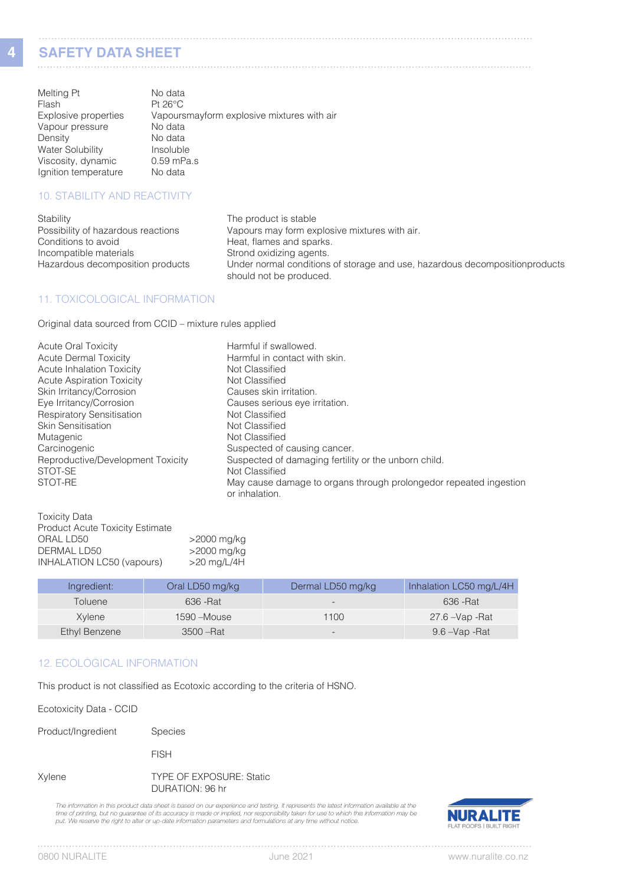# SAFETY DATA SHEET

| | |
|---|---|
| Melting Pt | No data |
| Flash | Pt 26°C |
| Explosive properties | Vapoursmayform explosive mixtures with air |
| Vapour pressure | No data |
| Density | No data |
| Water Solubility | Insoluble |
| Viscosity, dynamic | 0.59 mPa.s |
| Ignition temperature | No data |

## 10. STABILITY AND REACTIVITY

| | |
|---|---|
| Stability | The product is stable |
| Possibility of hazardous reactions | Vapours may form explosive mixtures with air. |
| Conditions to avoid | Heat, flames and sparks. |
| Incompatible materials | Strond oxidizing agents. |
| Hazardous decomposition products | Under normal conditions of storage and use, hazardous decompositionproducts should not be produced. |

## 11. TOXICOLOGICAL INFORMATION

Original data sourced from CCID – mixture rules applied

| | |
|---|---|
| Acute Oral Toxicity | Harmful if swallowed. |
| Acute Dermal Toxicity | Harmful in contact with skin. |
| Acute Inhalation Toxicity | Not Classified |
| Acute Aspiration Toxicity | Not Classified |
| Skin Irritancy/Corrosion | Causes skin irritation. |
| Eye Irritancy/Corrosion | Causes serious eye irritation. |
| Respiratory Sensitisation | Not Classified |
| Skin Sensitisation | Not Classified |
| Mutagenic | Not Classified |
| Carcinogenic | Suspected of causing cancer. |
| Reproductive/Development Toxicity | Suspected of damaging fertility or the unborn child. |
| STOT-SE | Not Classified |
| STOT-RE | May cause damage to organs through prolongedor repeated ingestion or inhalation. |

Toxicity Data

Product Acute Toxicity Estimate

| | |
|---|---|
| ORAL LD50 | >2000 mg/kg |
| DERMAL LD50 | >2000 mg/kg |
| INHALATION LC50 (vapours) | >20 mg/L/4H |

| Ingredient: | Oral LD50 mg/kg | Dermal LD50 mg/kg | Inhalation LC50 mg/L/4H |
|---|---|---|---|
| Toluene | 636 -Rat | - | 636 -Rat |
| Xylene | 1590 –Mouse | 1100 | 27.6 –Vap -Rat |
| Ethyl Benzene | 3500 –Rat | - | 9.6 –Vap -Rat |

## 12. ECOLOGICAL INFORMATION

This product is not classified as Ecotoxic according to the criteria of HSNO.

Ecotoxicity Data - CCID

| Product/Ingredient | Species |
|---|---|
| | FISH |
| Xylene | TYPE OF EXPOSURE: Static<br>DURATION: 96 hr |

*The information in this product data sheet is based on our experience and testing. It represents the latest information available at the time of printing, but no guarantee of its accuracy is made or implied, nor responsibility taken for use to which this information may be put. We reserve the right to alter or up-date information parameters and formulations at any time without notice.*

NURALITE FLAT ROOFS | BUILT RIGHT

0800 NURALITE June 2021 www.nuralite.co.nz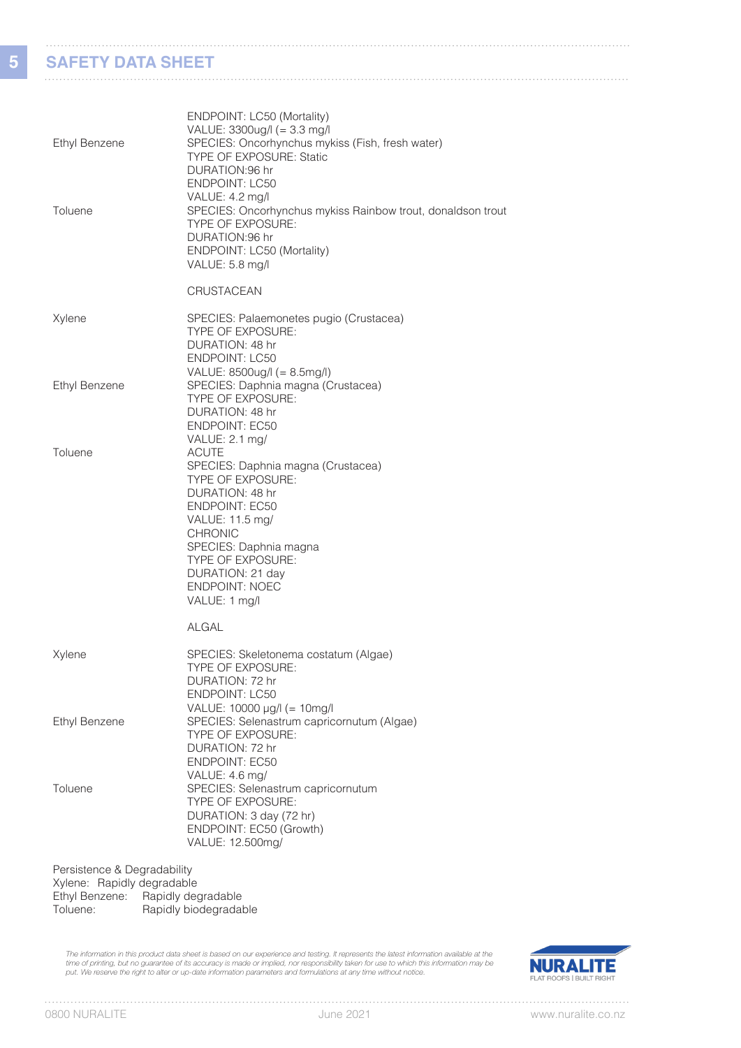| | |
|---|---|
| | ENDPOINT: LC50 (Mortality)<br>VALUE: 3300ug/l (= 3.3 mg/l |
| Ethyl Benzene | SPECIES: Oncorhynchus mykiss (Fish, fresh water)<br>TYPE OF EXPOSURE: Static<br>DURATION:96 hr<br>ENDPOINT: LC50<br>VALUE: 4.2 mg/l |
| Toluene | SPECIES: Oncorhynchus mykiss Rainbow trout, donaldson trout<br>TYPE OF EXPOSURE:<br>DURATION:96 hr<br>ENDPOINT: LC50 (Mortality)<br>VALUE: 5.8 mg/l |
| | CRUSTACEAN |
| Xylene | SPECIES: Palaemonetes pugio (Crustacea)<br>TYPE OF EXPOSURE:<br>DURATION: 48 hr<br>ENDPOINT: LC50<br>VALUE: 8500ug/l (= 8.5mg/l) |
| Ethyl Benzene | SPECIES: Daphnia magna (Crustacea)<br>TYPE OF EXPOSURE:<br>DURATION: 48 hr<br>ENDPOINT: EC50<br>VALUE: 2.1 mg/ |
| Toluene | ACUTE<br>SPECIES: Daphnia magna (Crustacea)<br>TYPE OF EXPOSURE:<br>DURATION: 48 hr<br>ENDPOINT: EC50<br>VALUE: 11.5 mg/<br>CHRONIC<br>SPECIES: Daphnia magna<br>TYPE OF EXPOSURE:<br>DURATION: 21 day<br>ENDPOINT: NOEC<br>VALUE: 1 mg/l |
| | ALGAL |
| Xylene | SPECIES: Skeletonema costatum (Algae)<br>TYPE OF EXPOSURE:<br>DURATION: 72 hr<br>ENDPOINT: LC50<br>VALUE: 10000 µg/l (= 10mg/l |
| Ethyl Benzene | SPECIES: Selenastrum capricornutum (Algae)<br>TYPE OF EXPOSURE:<br>DURATION: 72 hr<br>ENDPOINT: EC50<br>VALUE: 4.6 mg/ |
| Toluene | SPECIES: Selenastrum capricornutum<br>TYPE OF EXPOSURE:<br>DURATION: 3 day (72 hr)<br>ENDPOINT: EC50 (Growth)<br>VALUE: 12.500mg/ |

Persistence & Degradability

Xylene: Rapidly degradable

Ethyl Benzene: Rapidly degradable

Toluene: Rapidly biodegradable

*The information in this product data sheet is based on our experience and testing. It represents the latest information available at the time of printing, but no guarantee of its accuracy is made or implied, nor responsibility taken for use to which this information may be put. We reserve the right to alter or up-date information parameters and formulations at any time without notice.*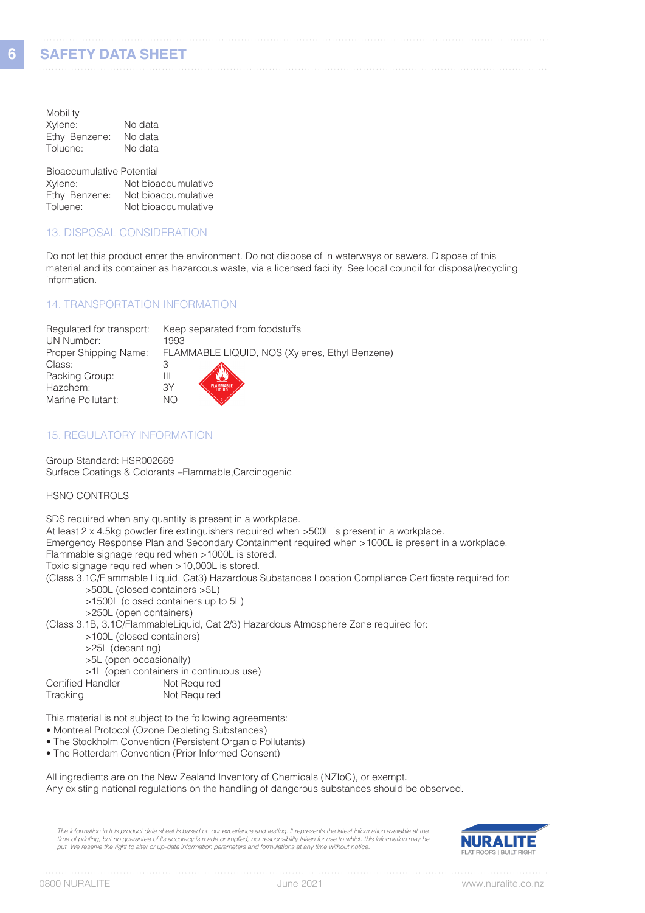Mobility

| | |
|---|---|
| Xylene: | No data |
| Ethyl Benzene: | No data |
| Toluene: | No data |

Bioaccumulative Potential

| | |
|---|---|
| Xylene: | Not bioaccumulative |
| Ethyl Benzene: | Not bioaccumulative |
| Toluene: | Not bioaccumulative |

## 13. DISPOSAL CONSIDERATION

Do not let this product enter the environment. Do not dispose of in waterways or sewers. Dispose of this material and its container as hazardous waste, via a licensed facility. See local council for disposal/recycling information.

## 14. TRANSPORTATION INFORMATION

| | |
|---|---|
| Regulated for transport: | Keep separated from foodstuffs |
| UN Number: | 1993 |
| Proper Shipping Name: | FLAMMABLE LIQUID, NOS (Xylenes, Ethyl Benzene) |
| Class: | 3 |
| Packing Group: | III |
| Hazchem: | 3Y |
| Marine Pollutant: | NO |

## 15. REGULATORY INFORMATION

Group Standard: HSR002669
Surface Coatings & Colorants –Flammable,Carcinogenic

HSNO CONTROLS

SDS required when any quantity is present in a workplace.
At least 2 x 4.5kg powder fire extinguishers required when >500L is present in a workplace.
Emergency Response Plan and Secondary Containment required when >1000L is present in a workplace.
Flammable signage required when >1000L is stored.
Toxic signage required when >10,000L is stored.
(Class 3.1C/Flammable Liquid, Cat3) Hazardous Substances Location Compliance Certificate required for:

- >500L (closed containers >5L)
- >1500L (closed containers up to 5L)
- >250L (open containers)

(Class 3.1B, 3.1C/FlammableLiquid, Cat 2/3) Hazardous Atmosphere Zone required for:

- >100L (closed containers)
- >25L (decanting)
- >5L (open occasionally)
- >1L (open containers in continuous use)

| | |
|---|---|
| Certified Handler | Not Required |
| Tracking | Not Required |

This material is not subject to the following agreements:

- Montreal Protocol (Ozone Depleting Substances)
- The Stockholm Convention (Persistent Organic Pollutants)
- The Rotterdam Convention (Prior Informed Consent)

All ingredients are on the New Zealand Inventory of Chemicals (NZIoC), or exempt.
Any existing national regulations on the handling of dangerous substances should be observed.

*The information in this product data sheet is based on our experience and testing. It represents the latest information available at the time of printing, but no guarantee of its accuracy is made or implied, nor responsibility taken for use to which this information may be put. We reserve the right to alter or up-date information parameters and formulations at any time without notice.*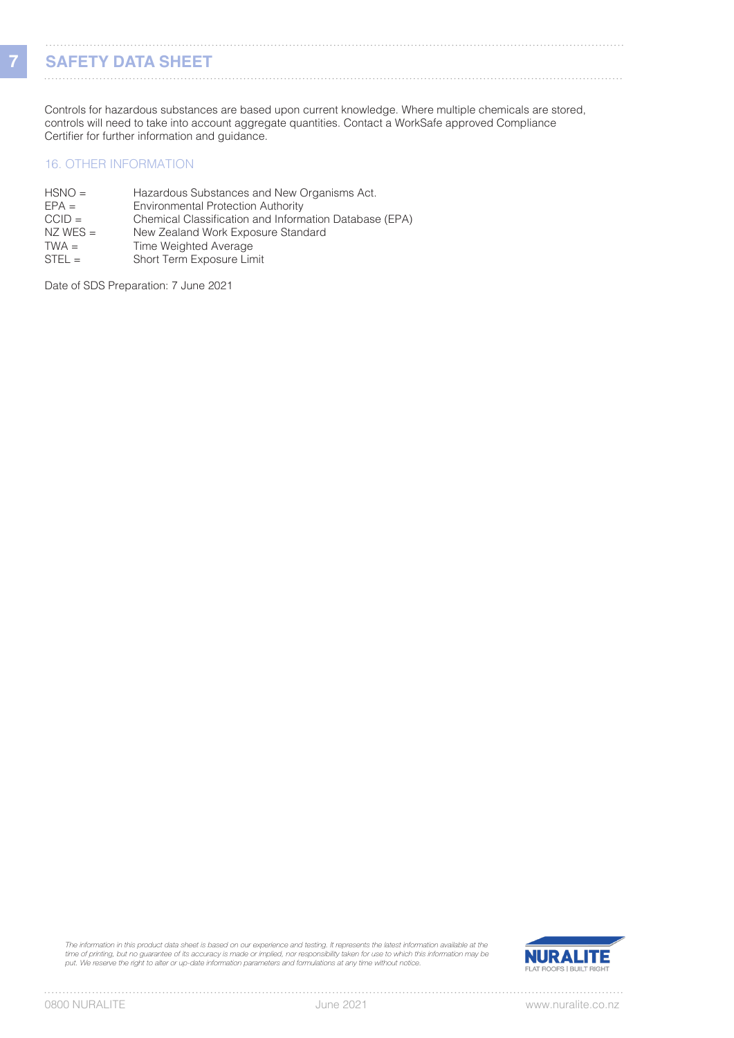Controls for hazardous substances are based upon current knowledge. Where multiple chemicals are stored, controls will need to take into account aggregate quantities. Contact a WorkSafe approved Compliance Certifier for further information and guidance.

## 16. OTHER INFORMATION

| | |
|---|---|
| HSNO = | Hazardous Substances and New Organisms Act. |
| EPA = | Environmental Protection Authority |
| CCID = | Chemical Classification and Information Database (EPA) |
| NZ WES = | New Zealand Work Exposure Standard |
| TWA = | Time Weighted Average |
| STEL = | Short Term Exposure Limit |

Date of SDS Preparation: 7 June 2021

*The information in this product data sheet is based on our experience and testing. It represents the latest information available at the time of printing, but no guarantee of its accuracy is made or implied, nor responsibility taken for use to which this information may be put. We reserve the right to alter or up-date information parameters and formulations at any time without notice.*